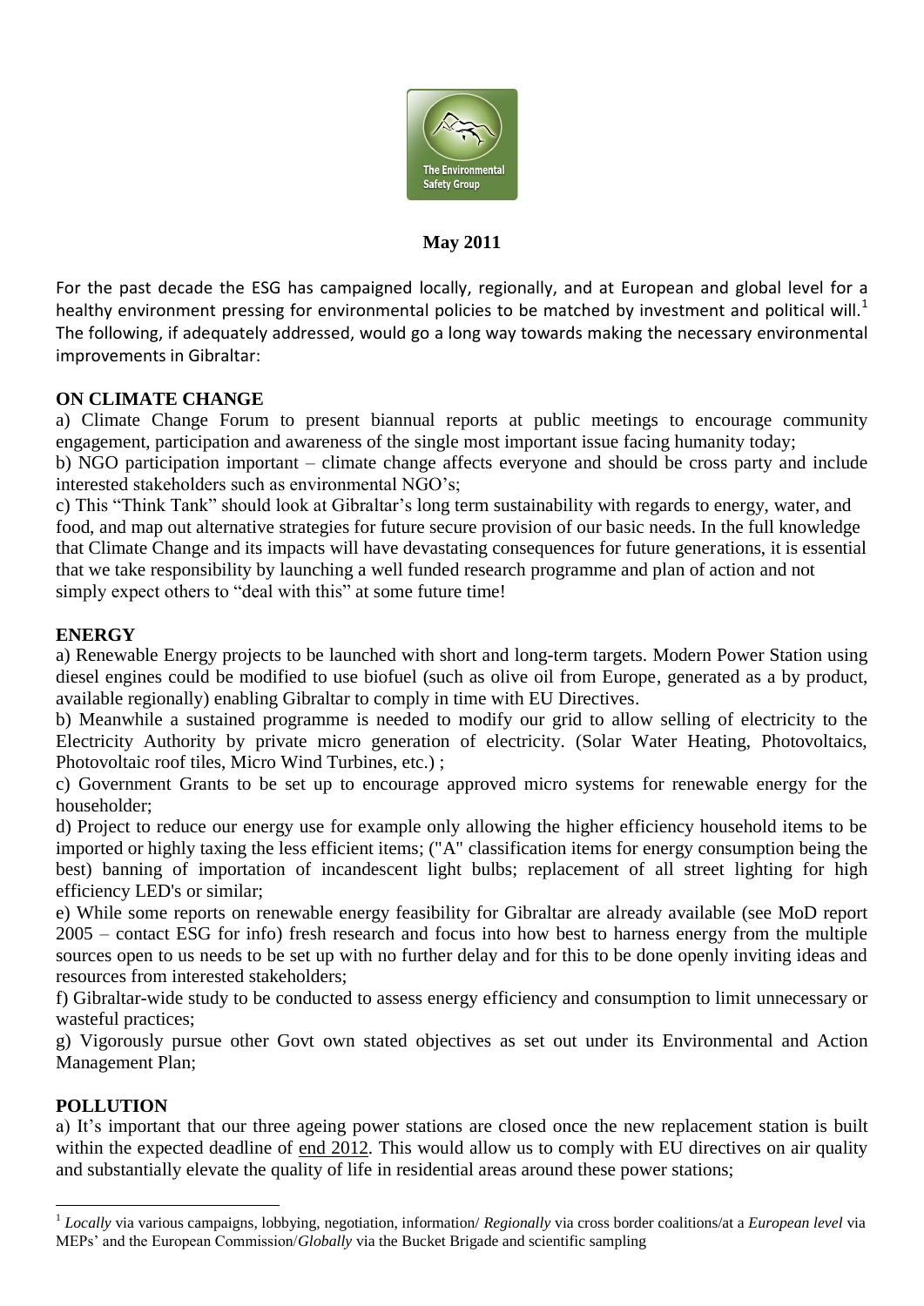**May 2011**

For the past decade the ESG has campaigned locally, regionally, and at European and global level for a healthy environment pressing for environmental policies to be matched by investment and political will.[1] The following, if adequately addressed, would go a long way towards making the necessary environmental improvements in Gibraltar:

## ON CLIMATE CHANGE

a) Climate Change Forum to present biannual reports at public meetings to encourage community engagement, participation and awareness of the single most important issue facing humanity today;

b) NGO participation important – climate change affects everyone and should be cross party and include interested stakeholders such as environmental NGO's;

c) This "Think Tank" should look at Gibraltar's long term sustainability with regards to energy, water, and food, and map out alternative strategies for future secure provision of our basic needs. In the full knowledge that Climate Change and its impacts will have devastating consequences for future generations, it is essential that we take responsibility by launching a well funded research programme and plan of action and not simply expect others to "deal with this" at some future time!

## ENERGY

a) Renewable Energy projects to be launched with short and long-term targets. Modern Power Station using diesel engines could be modified to use biofuel (such as olive oil from Europe, generated as a by product, available regionally) enabling Gibraltar to comply in time with EU Directives.

b) Meanwhile a sustained programme is needed to modify our grid to allow selling of electricity to the Electricity Authority by private micro generation of electricity. (Solar Water Heating, Photovoltaics, Photovoltaic roof tiles, Micro Wind Turbines, etc.) ;

c) Government Grants to be set up to encourage approved micro systems for renewable energy for the householder;

d) Project to reduce our energy use for example only allowing the higher efficiency household items to be imported or highly taxing the less efficient items; ("A" classification items for energy consumption being the best) banning of importation of incandescent light bulbs; replacement of all street lighting for high efficiency LED's or similar;

e) While some reports on renewable energy feasibility for Gibraltar are already available (see MoD report 2005 – contact ESG for info) fresh research and focus into how best to harness energy from the multiple sources open to us needs to be set up with no further delay and for this to be done openly inviting ideas and resources from interested stakeholders;

f) Gibraltar-wide study to be conducted to assess energy efficiency and consumption to limit unnecessary or wasteful practices;

g) Vigorously pursue other Govt own stated objectives as set out under its Environmental and Action Management Plan;

## POLLUTION

a) It's important that our three ageing power stations are closed once the new replacement station is built within the expected deadline of end 2012. This would allow us to comply with EU directives on air quality and substantially elevate the quality of life in residential areas around these power stations;

---

[1] *Locally* via various campaigns, lobbying, negotiation, information/ *Regionally* via cross border coalitions/at a *European level* via MEPs' and the European Commission/*Globally* via the Bucket Brigade and scientific sampling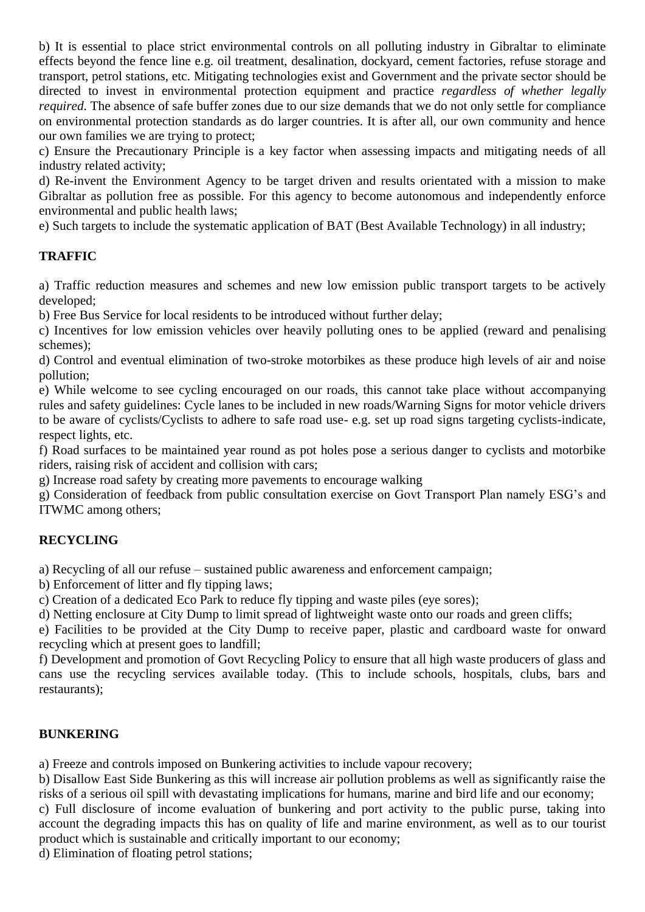b) It is essential to place strict environmental controls on all polluting industry in Gibraltar to eliminate effects beyond the fence line e.g. oil treatment, desalination, dockyard, cement factories, refuse storage and transport, petrol stations, etc. Mitigating technologies exist and Government and the private sector should be directed to invest in environmental protection equipment and practice *regardless of whether legally required.* The absence of safe buffer zones due to our size demands that we do not only settle for compliance on environmental protection standards as do larger countries. It is after all, our own community and hence our own families we are trying to protect;

c) Ensure the Precautionary Principle is a key factor when assessing impacts and mitigating needs of all industry related activity;

d) Re-invent the Environment Agency to be target driven and results orientated with a mission to make Gibraltar as pollution free as possible. For this agency to become autonomous and independently enforce environmental and public health laws;

e) Such targets to include the systematic application of BAT (Best Available Technology) in all industry;

**TRAFFIC**

a) Traffic reduction measures and schemes and new low emission public transport targets to be actively developed;

b) Free Bus Service for local residents to be introduced without further delay;

c) Incentives for low emission vehicles over heavily polluting ones to be applied (reward and penalising schemes);

d) Control and eventual elimination of two-stroke motorbikes as these produce high levels of air and noise pollution;

e) While welcome to see cycling encouraged on our roads, this cannot take place without accompanying rules and safety guidelines: Cycle lanes to be included in new roads/Warning Signs for motor vehicle drivers to be aware of cyclists/Cyclists to adhere to safe road use- e.g. set up road signs targeting cyclists-indicate, respect lights, etc.

f) Road surfaces to be maintained year round as pot holes pose a serious danger to cyclists and motorbike riders, raising risk of accident and collision with cars;

g) Increase road safety by creating more pavements to encourage walking

g) Consideration of feedback from public consultation exercise on Govt Transport Plan namely ESG's and ITWMC among others;

**RECYCLING**

a) Recycling of all our refuse – sustained public awareness and enforcement campaign;

b) Enforcement of litter and fly tipping laws;

c) Creation of a dedicated Eco Park to reduce fly tipping and waste piles (eye sores);

d) Netting enclosure at City Dump to limit spread of lightweight waste onto our roads and green cliffs;

e) Facilities to be provided at the City Dump to receive paper, plastic and cardboard waste for onward recycling which at present goes to landfill;

f) Development and promotion of Govt Recycling Policy to ensure that all high waste producers of glass and cans use the recycling services available today. (This to include schools, hospitals, clubs, bars and restaurants);

**BUNKERING**

a) Freeze and controls imposed on Bunkering activities to include vapour recovery;

b) Disallow East Side Bunkering as this will increase air pollution problems as well as significantly raise the risks of a serious oil spill with devastating implications for humans, marine and bird life and our economy;

c) Full disclosure of income evaluation of bunkering and port activity to the public purse, taking into account the degrading impacts this has on quality of life and marine environment, as well as to our tourist product which is sustainable and critically important to our economy;

d) Elimination of floating petrol stations;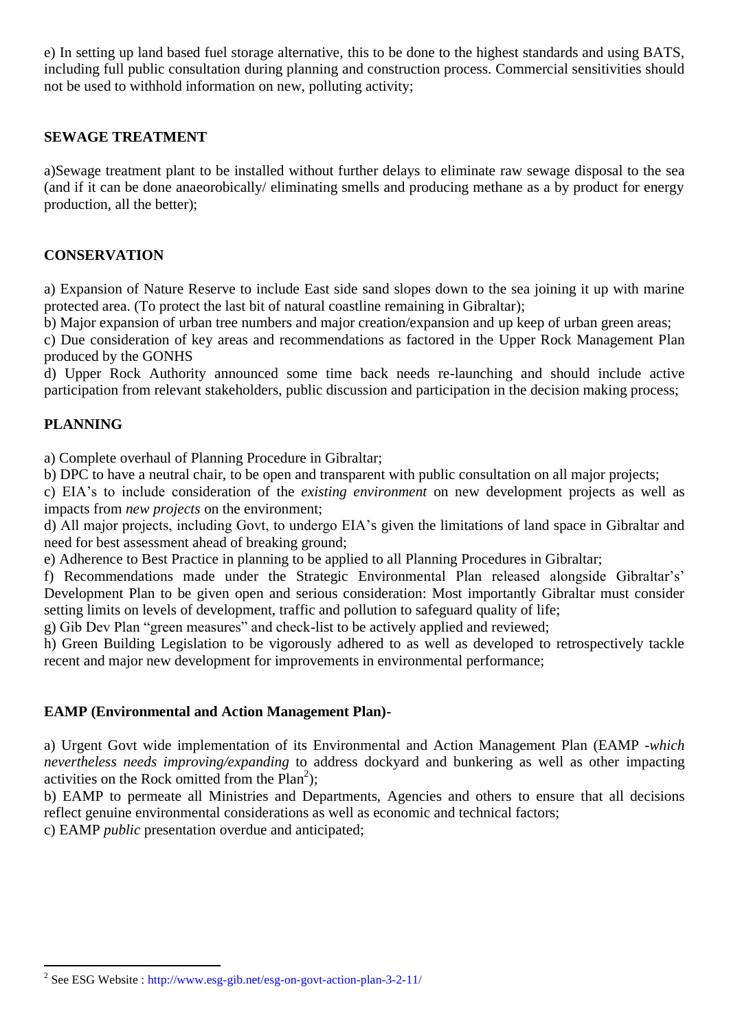e) In setting up land based fuel storage alternative, this to be done to the highest standards and using BATS, including full public consultation during planning and construction process. Commercial sensitivities should not be used to withhold information on new, polluting activity;

## SEWAGE TREATMENT

a)Sewage treatment plant to be installed without further delays to eliminate raw sewage disposal to the sea (and if it can be done anaeorobically/ eliminating smells and producing methane as a by product for energy production, all the better);

## CONSERVATION

a) Expansion of Nature Reserve to include East side sand slopes down to the sea joining it up with marine protected area. (To protect the last bit of natural coastline remaining in Gibraltar);
b) Major expansion of urban tree numbers and major creation/expansion and up keep of urban green areas;
c) Due consideration of key areas and recommendations as factored in the Upper Rock Management Plan produced by the GONHS
d) Upper Rock Authority announced some time back needs re-launching and should include active participation from relevant stakeholders, public discussion and participation in the decision making process;

## PLANNING

a) Complete overhaul of Planning Procedure in Gibraltar;
b) DPC to have a neutral chair, to be open and transparent with public consultation on all major projects;
c) EIA's to include consideration of the *existing environment* on new development projects as well as impacts from *new projects* on the environment;
d) All major projects, including Govt, to undergo EIA's given the limitations of land space in Gibraltar and need for best assessment ahead of breaking ground;
e) Adherence to Best Practice in planning to be applied to all Planning Procedures in Gibraltar;
f) Recommendations made under the Strategic Environmental Plan released alongside Gibraltar's' Development Plan to be given open and serious consideration: Most importantly Gibraltar must consider setting limits on levels of development, traffic and pollution to safeguard quality of life;
g) Gib Dev Plan "green measures" and check-list to be actively applied and reviewed;
h) Green Building Legislation to be vigorously adhered to as well as developed to retrospectively tackle recent and major new development for improvements in environmental performance;

## EAMP (Environmental and Action Management Plan)-

a) Urgent Govt wide implementation of its Environmental and Action Management Plan (EAMP -*which nevertheless needs improving/expanding* to address dockyard and bunkering as well as other impacting activities on the Rock omitted from the Plan[2]);
b) EAMP to permeate all Ministries and Departments, Agencies and others to ensure that all decisions reflect genuine environmental considerations as well as economic and technical factors;
c) EAMP *public* presentation overdue and anticipated;

[2] See ESG Website : http://www.esg-gib.net/esg-on-govt-action-plan-3-2-11/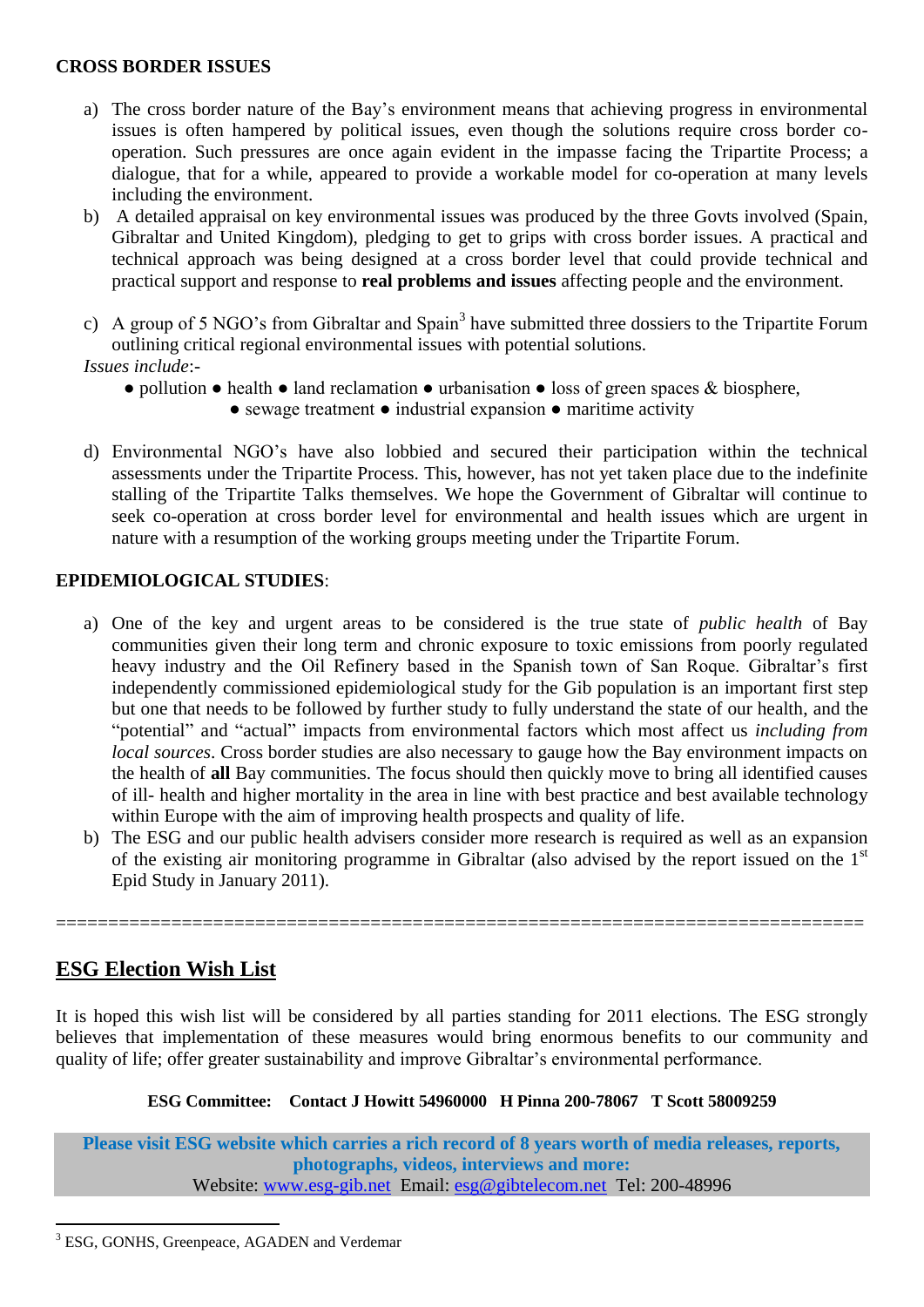**CROSS BORDER ISSUES**

a) The cross border nature of the Bay's environment means that achieving progress in environmental issues is often hampered by political issues, even though the solutions require cross border co-operation. Such pressures are once again evident in the impasse facing the Tripartite Process; a dialogue, that for a while, appeared to provide a workable model for co-operation at many levels including the environment.

b) A detailed appraisal on key environmental issues was produced by the three Govts involved (Spain, Gibraltar and United Kingdom), pledging to get to grips with cross border issues. A practical and technical approach was being designed at a cross border level that could provide technical and practical support and response to **real problems and issues** affecting people and the environment.

c) A group of 5 NGO's from Gibraltar and Spain[3] have submitted three dossiers to the Tripartite Forum outlining critical regional environmental issues with potential solutions.

*Issues include*:-

● pollution ● health ● land reclamation ● urbanisation ● loss of green spaces & biosphere, ● sewage treatment ● industrial expansion ● maritime activity

d) Environmental NGO's have also lobbied and secured their participation within the technical assessments under the Tripartite Process. This, however, has not yet taken place due to the indefinite stalling of the Tripartite Talks themselves. We hope the Government of Gibraltar will continue to seek co-operation at cross border level for environmental and health issues which are urgent in nature with a resumption of the working groups meeting under the Tripartite Forum.

**EPIDEMIOLOGICAL STUDIES**:

a) One of the key and urgent areas to be considered is the true state of *public health* of Bay communities given their long term and chronic exposure to toxic emissions from poorly regulated heavy industry and the Oil Refinery based in the Spanish town of San Roque. Gibraltar's first independently commissioned epidemiological study for the Gib population is an important first step but one that needs to be followed by further study to fully understand the state of our health, and the "potential" and "actual" impacts from environmental factors which most affect us *including from local sources*. Cross border studies are also necessary to gauge how the Bay environment impacts on the health of **all** Bay communities. The focus should then quickly move to bring all identified causes of ill- health and higher mortality in the area in line with best practice and best available technology within Europe with the aim of improving health prospects and quality of life.

b) The ESG and our public health advisers consider more research is required as well as an expansion of the existing air monitoring programme in Gibraltar (also advised by the report issued on the 1st Epid Study in January 2011).

==========================================================================

## ESG Election Wish List

It is hoped this wish list will be considered by all parties standing for 2011 elections. The ESG strongly believes that implementation of these measures would bring enormous benefits to our community and quality of life; offer greater sustainability and improve Gibraltar's environmental performance.

**ESG Committee: Contact J Howitt 54960000 H Pinna 200-78067 T Scott 58009259**

**Please visit ESG website which carries a rich record of 8 years worth of media releases, reports, photographs, videos, interviews and more:**

Website: www.esg-gib.net Email: esg@gibtelecom.net Tel: 200-48996

[3] ESG, GONHS, Greenpeace, AGADEN and Verdemar